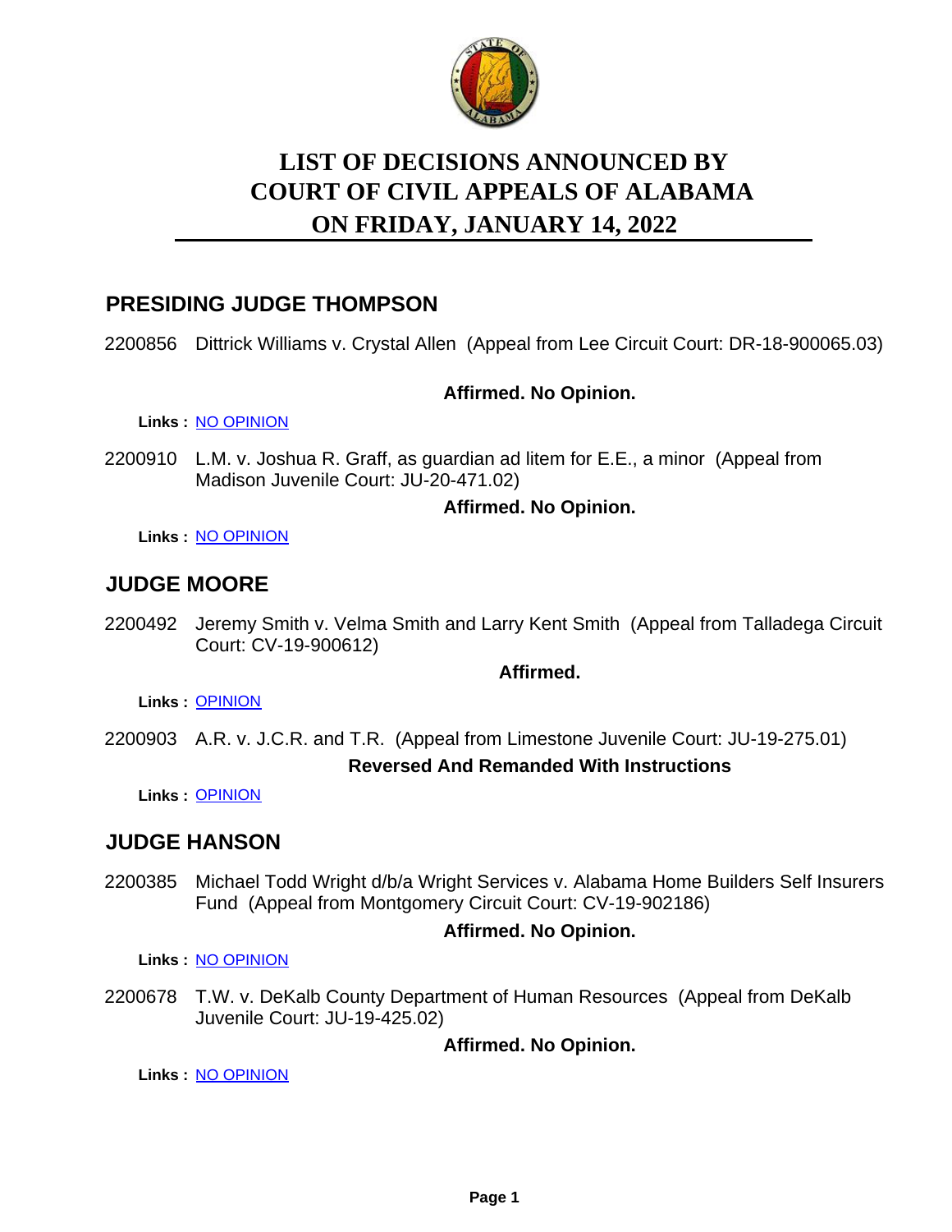# LIST OF DECISIONS ANNOUNCED BY COURT OF CIVIL APPEALS OF ALABAMA ON FRIDAY, JANUARY 14, 2022

## PRESIDING JUDGE THOMPSON

2200856 Dittrick Williams v. Crystal Allen (Appeal from Lee Circuit Court: DR-18-900065.03)

**Affirmed. No Opinion.**

**Links :** NO OPINION

2200910 L.M. v. Joshua R. Graff, as guardian ad litem for E.E., a minor (Appeal from Madison Juvenile Court: JU-20-471.02)

**Affirmed. No Opinion.**

**Links :** NO OPINION

## JUDGE MOORE

2200492 Jeremy Smith v. Velma Smith and Larry Kent Smith (Appeal from Talladega Circuit Court: CV-19-900612)

**Affirmed.**

**Links :** OPINION

2200903 A.R. v. J.C.R. and T.R. (Appeal from Limestone Juvenile Court: JU-19-275.01)

**Reversed And Remanded With Instructions**

**Links :** OPINION

## JUDGE HANSON

2200385 Michael Todd Wright d/b/a Wright Services v. Alabama Home Builders Self Insurers Fund (Appeal from Montgomery Circuit Court: CV-19-902186)

**Affirmed. No Opinion.**

**Links :** NO OPINION

2200678 T.W. v. DeKalb County Department of Human Resources (Appeal from DeKalb Juvenile Court: JU-19-425.02)

**Affirmed. No Opinion.**

**Links :** NO OPINION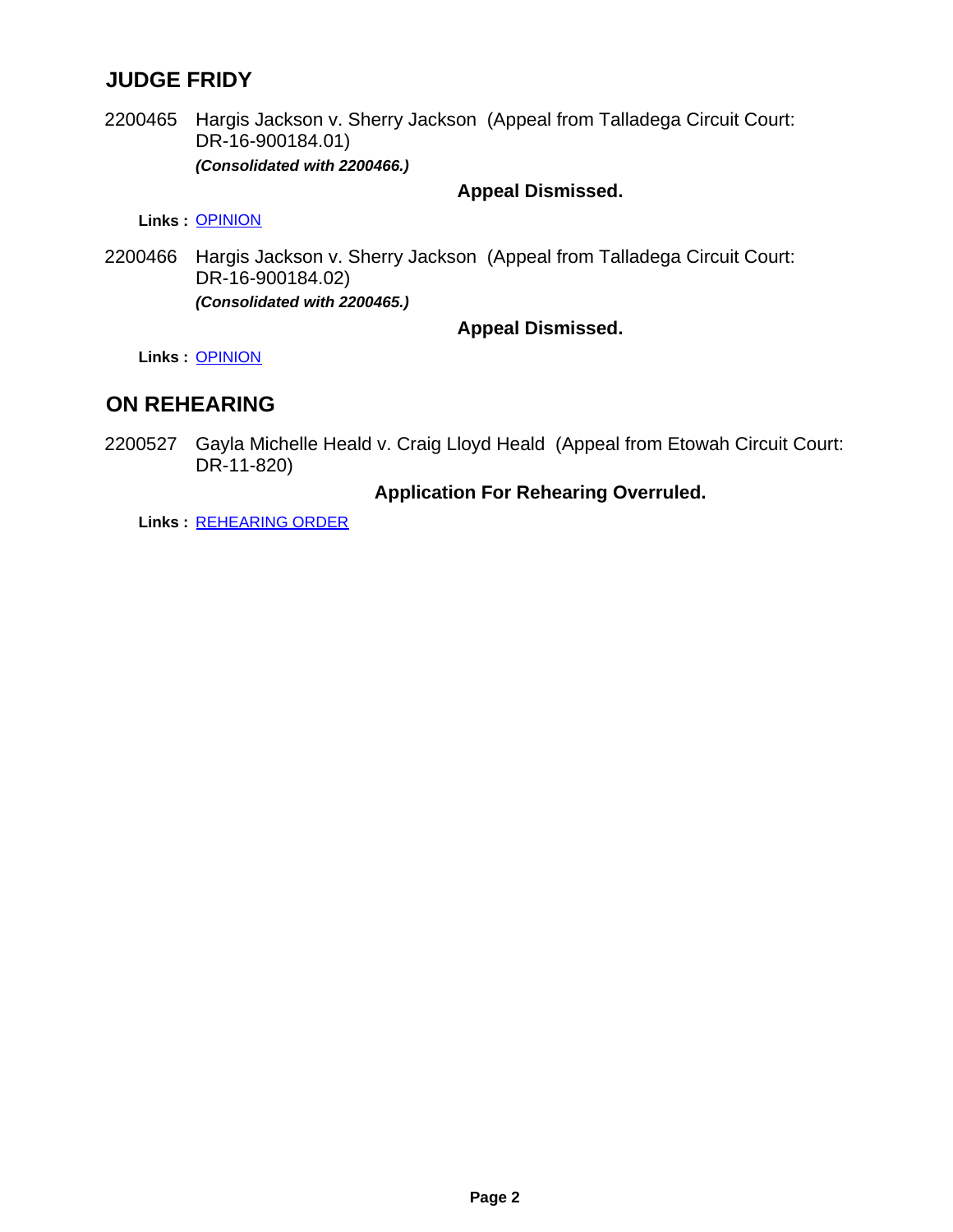## JUDGE FRIDY

2200465 Hargis Jackson v. Sherry Jackson (Appeal from Talladega Circuit Court: DR-16-900184.01)
***(Consolidated with 2200466.)***

**Appeal Dismissed.**

**Links :** OPINION

2200466 Hargis Jackson v. Sherry Jackson (Appeal from Talladega Circuit Court: DR-16-900184.02)
***(Consolidated with 2200465.)***

**Appeal Dismissed.**

**Links :** OPINION

## ON REHEARING

2200527 Gayla Michelle Heald v. Craig Lloyd Heald (Appeal from Etowah Circuit Court: DR-11-820)

**Application For Rehearing Overruled.**

**Links :** REHEARING ORDER